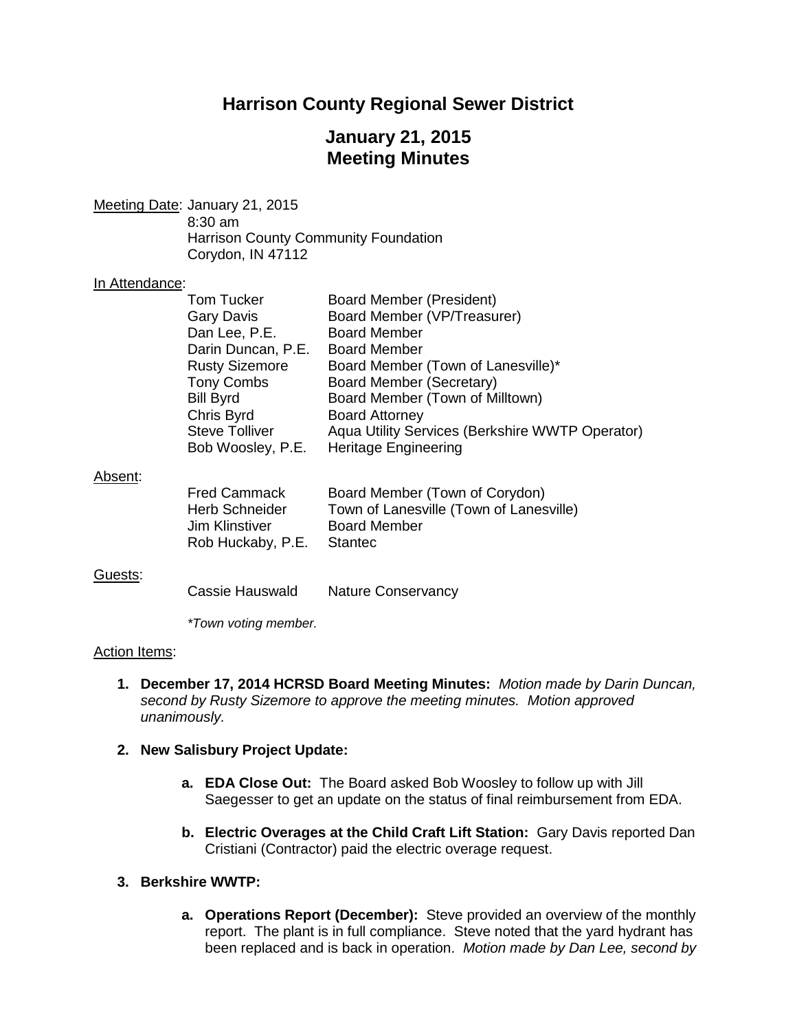# Harrison County Regional Sewer District

## January 21, 2015
## Meeting Minutes

Meeting Date: January 21, 2015
8:30 am
Harrison County Community Foundation
Corydon, IN 47112

In Attendance:

| | |
|---|---|
| Tom Tucker | Board Member (President) |
| Gary Davis | Board Member (VP/Treasurer) |
| Dan Lee, P.E. | Board Member |
| Darin Duncan, P.E. | Board Member |
| Rusty Sizemore | Board Member (Town of Lanesville)* |
| Tony Combs | Board Member (Secretary) |
| Bill Byrd | Board Member (Town of Milltown) |
| Chris Byrd | Board Attorney |
| Steve Tolliver | Aqua Utility Services (Berkshire WWTP Operator) |
| Bob Woosley, P.E. | Heritage Engineering |

Absent:

| | |
|---|---|
| Fred Cammack | Board Member (Town of Corydon) |
| Herb Schneider | Town of Lanesville (Town of Lanesville) |
| Jim Klinstiver | Board Member |
| Rob Huckaby, P.E. | Stantec |

Guests:

| | |
|---|---|
| Cassie Hauswald | Nature Conservancy |

*\*Town voting member.*

Action Items:

1. **December 17, 2014 HCRSD Board Meeting Minutes:** *Motion made by Darin Duncan, second by Rusty Sizemore to approve the meeting minutes. Motion approved unanimously.*

2. **New Salisbury Project Update:**

   a. **EDA Close Out:** The Board asked Bob Woosley to follow up with Jill Saegesser to get an update on the status of final reimbursement from EDA.

   b. **Electric Overages at the Child Craft Lift Station:** Gary Davis reported Dan Cristiani (Contractor) paid the electric overage request.

3. **Berkshire WWTP:**

   a. **Operations Report (December):** Steve provided an overview of the monthly report. The plant is in full compliance. Steve noted that the yard hydrant has been replaced and is back in operation. *Motion made by Dan Lee, second by*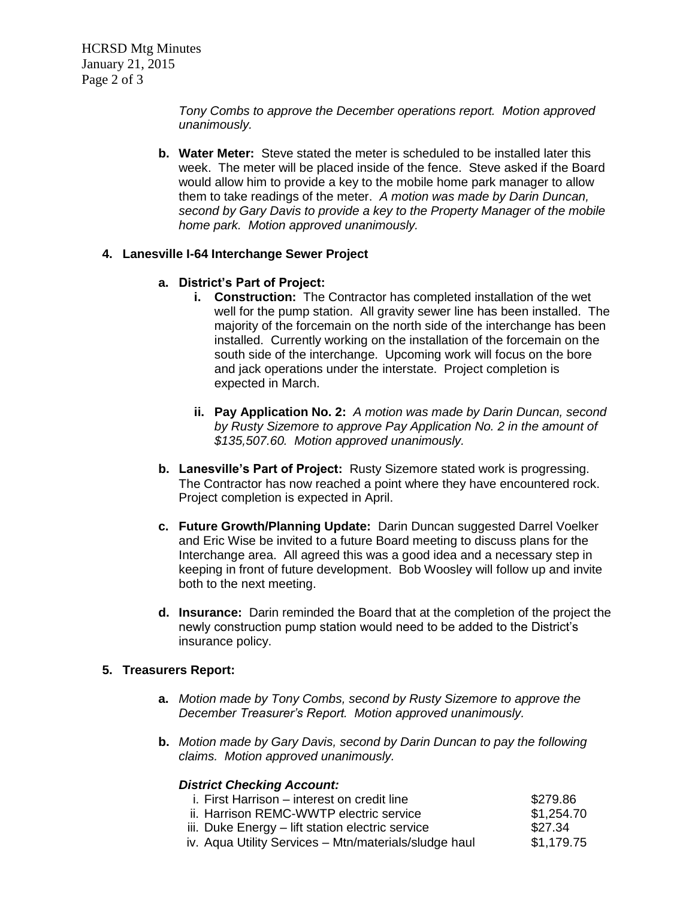*Tony Combs to approve the December operations report. Motion approved unanimously.*

**b. Water Meter:** Steve stated the meter is scheduled to be installed later this week. The meter will be placed inside of the fence. Steve asked if the Board would allow him to provide a key to the mobile home park manager to allow them to take readings of the meter. *A motion was made by Darin Duncan, second by Gary Davis to provide a key to the Property Manager of the mobile home park. Motion approved unanimously.*

**4. Lanesville I-64 Interchange Sewer Project**

**a. District's Part of Project:**

**i. Construction:** The Contractor has completed installation of the wet well for the pump station. All gravity sewer line has been installed. The majority of the forcemain on the north side of the interchange has been installed. Currently working on the installation of the forcemain on the south side of the interchange. Upcoming work will focus on the bore and jack operations under the interstate. Project completion is expected in March.

**ii. Pay Application No. 2:** *A motion was made by Darin Duncan, second by Rusty Sizemore to approve Pay Application No. 2 in the amount of $135,507.60. Motion approved unanimously.*

**b. Lanesville's Part of Project:** Rusty Sizemore stated work is progressing. The Contractor has now reached a point where they have encountered rock. Project completion is expected in April.

**c. Future Growth/Planning Update:** Darin Duncan suggested Darrel Voelker and Eric Wise be invited to a future Board meeting to discuss plans for the Interchange area. All agreed this was a good idea and a necessary step in keeping in front of future development. Bob Woosley will follow up and invite both to the next meeting.

**d. Insurance:** Darin reminded the Board that at the completion of the project the newly construction pump station would need to be added to the District's insurance policy.

**5. Treasurers Report:**

**a.** *Motion made by Tony Combs, second by Rusty Sizemore to approve the December Treasurer's Report. Motion approved unanimously.*

**b.** *Motion made by Gary Davis, second by Darin Duncan to pay the following claims. Motion approved unanimously.*

***District Checking Account:***

| | |
|---|---|
| i. First Harrison – interest on credit line | $279.86 |
| ii. Harrison REMC-WWTP electric service | $1,254.70 |
| iii. Duke Energy – lift station electric service | $27.34 |
| iv. Aqua Utility Services – Mtn/materials/sludge haul | $1,179.75 |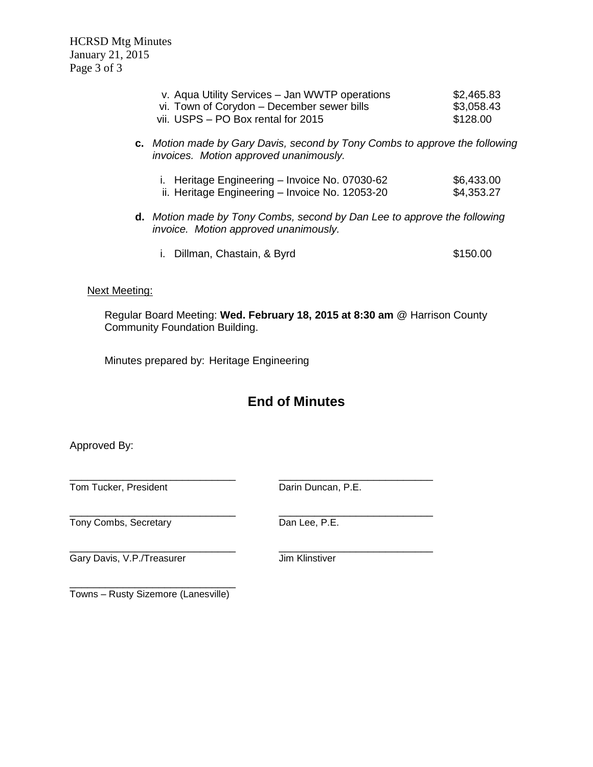v. Aqua Utility Services – Jan WWTP operations $2,465.83
vi. Town of Corydon – December sewer bills $3,058.43
vii. USPS – PO Box rental for 2015 $128.00

**c.** *Motion made by Gary Davis, second by Tony Combs to approve the following invoices. Motion approved unanimously.*

i. Heritage Engineering – Invoice No. 07030-62 $6,433.00
ii. Heritage Engineering – Invoice No. 12053-20 $4,353.27

**d.** *Motion made by Tony Combs, second by Dan Lee to approve the following invoice. Motion approved unanimously.*

i. Dillman, Chastain, & Byrd $150.00

Next Meeting:

Regular Board Meeting: **Wed. February 18, 2015 at 8:30 am** @ Harrison County Community Foundation Building.

Minutes prepared by: Heritage Engineering

## End of Minutes

Approved By:

| | |
|---|---|
| ____________________________ | ____________________________ |
| Tom Tucker, President | Darin Duncan, P.E. |
| ____________________________ | ____________________________ |
| Tony Combs, Secretary | Dan Lee, P.E. |
| ____________________________ | ____________________________ |
| Gary Davis, V.P./Treasurer | Jim Klinstiver |
| ____________________________ | |
| Towns – Rusty Sizemore (Lanesville) | |